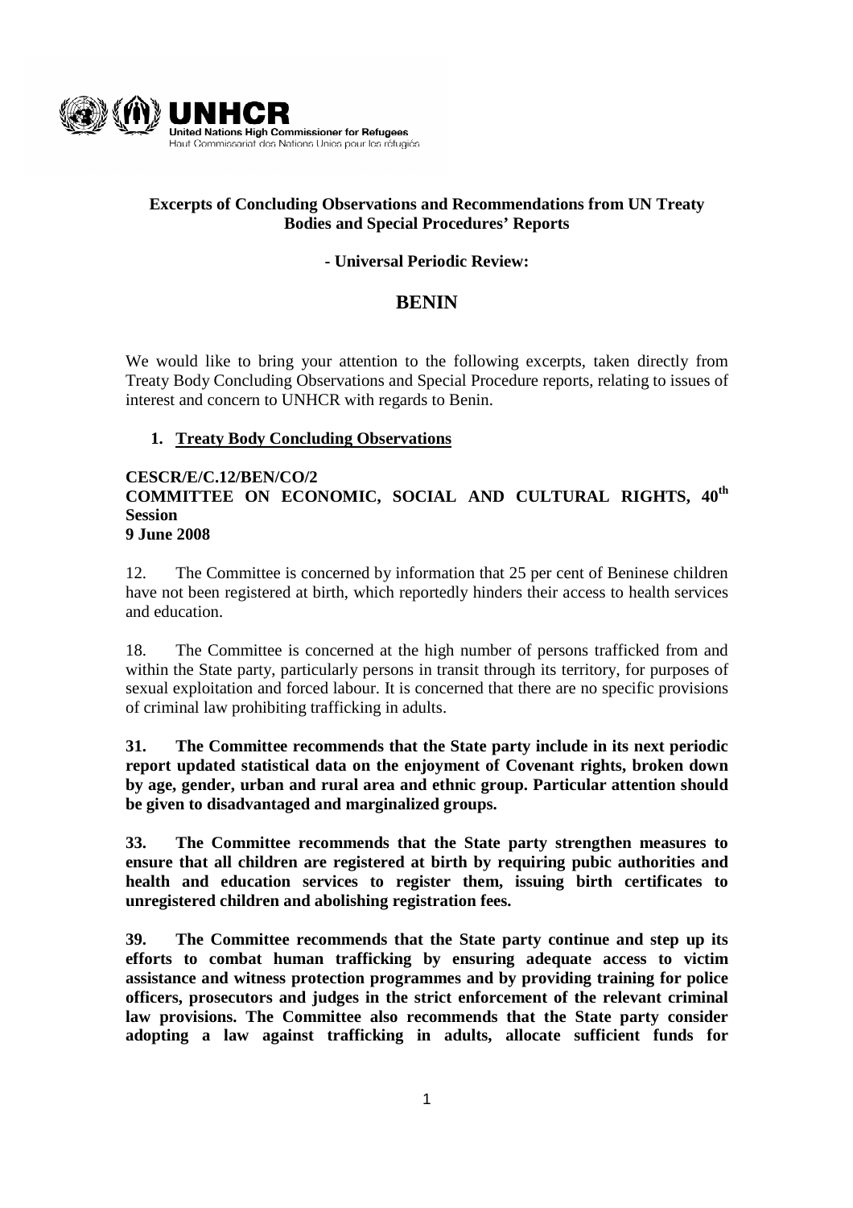UNHCR
United Nations High Commissioner for Refugees
Haut Commissariat des Nations Unies pour les réfugiés

**Excerpts of Concluding Observations and Recommendations from UN Treaty Bodies and Special Procedures' Reports**

**- Universal Periodic Review:**

# BENIN

We would like to bring your attention to the following excerpts, taken directly from Treaty Body Concluding Observations and Special Procedure reports, relating to issues of interest and concern to UNHCR with regards to Benin.

## 1. Treaty Body Concluding Observations

**CESCR/E/C.12/BEN/CO/2**
**COMMITTEE ON ECONOMIC, SOCIAL AND CULTURAL RIGHTS, 40th Session**
**9 June 2008**

12. The Committee is concerned by information that 25 per cent of Beninese children have not been registered at birth, which reportedly hinders their access to health services and education.

18. The Committee is concerned at the high number of persons trafficked from and within the State party, particularly persons in transit through its territory, for purposes of sexual exploitation and forced labour. It is concerned that there are no specific provisions of criminal law prohibiting trafficking in adults.

**31. The Committee recommends that the State party include in its next periodic report updated statistical data on the enjoyment of Covenant rights, broken down by age, gender, urban and rural area and ethnic group. Particular attention should be given to disadvantaged and marginalized groups.**

**33. The Committee recommends that the State party strengthen measures to ensure that all children are registered at birth by requiring pubic authorities and health and education services to register them, issuing birth certificates to unregistered children and abolishing registration fees.**

**39. The Committee recommends that the State party continue and step up its efforts to combat human trafficking by ensuring adequate access to victim assistance and witness protection programmes and by providing training for police officers, prosecutors and judges in the strict enforcement of the relevant criminal law provisions. The Committee also recommends that the State party consider adopting a law against trafficking in adults, allocate sufficient funds for**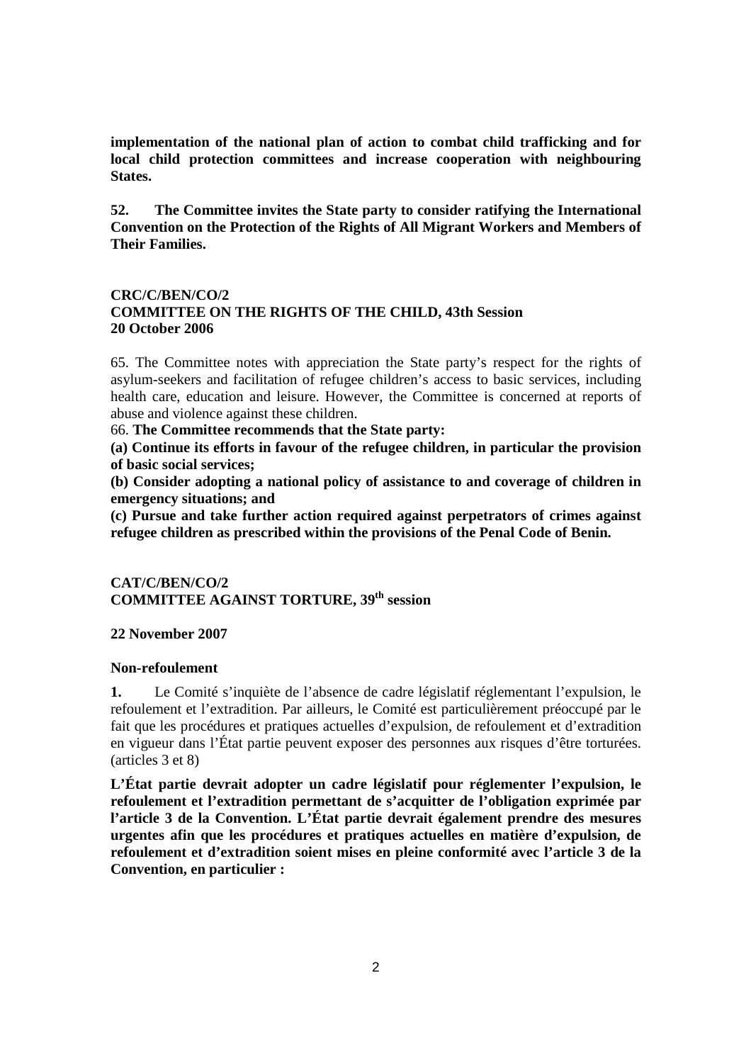**implementation of the national plan of action to combat child trafficking and for local child protection committees and increase cooperation with neighbouring States.**

**52. The Committee invites the State party to consider ratifying the International Convention on the Protection of the Rights of All Migrant Workers and Members of Their Families.**

**CRC/C/BEN/CO/2**
**COMMITTEE ON THE RIGHTS OF THE CHILD, 43th Session**
**20 October 2006**

65. The Committee notes with appreciation the State party's respect for the rights of asylum-seekers and facilitation of refugee children's access to basic services, including health care, education and leisure. However, the Committee is concerned at reports of abuse and violence against these children.

66. **The Committee recommends that the State party:**

**(a) Continue its efforts in favour of the refugee children, in particular the provision of basic social services;**

**(b) Consider adopting a national policy of assistance to and coverage of children in emergency situations; and**

**(c) Pursue and take further action required against perpetrators of crimes against refugee children as prescribed within the provisions of the Penal Code of Benin.**

**CAT/C/BEN/CO/2**
**COMMITTEE AGAINST TORTURE, 39th session**

**22 November 2007**

**Non-refoulement**

**1.** Le Comité s'inquiète de l'absence de cadre législatif réglementant l'expulsion, le refoulement et l'extradition. Par ailleurs, le Comité est particulièrement préoccupé par le fait que les procédures et pratiques actuelles d'expulsion, de refoulement et d'extradition en vigueur dans l'État partie peuvent exposer des personnes aux risques d'être torturées. (articles 3 et 8)

**L'État partie devrait adopter un cadre législatif pour réglementer l'expulsion, le refoulement et l'extradition permettant de s'acquitter de l'obligation exprimée par l'article 3 de la Convention. L'État partie devrait également prendre des mesures urgentes afin que les procédures et pratiques actuelles en matière d'expulsion, de refoulement et d'extradition soient mises en pleine conformité avec l'article 3 de la Convention, en particulier :**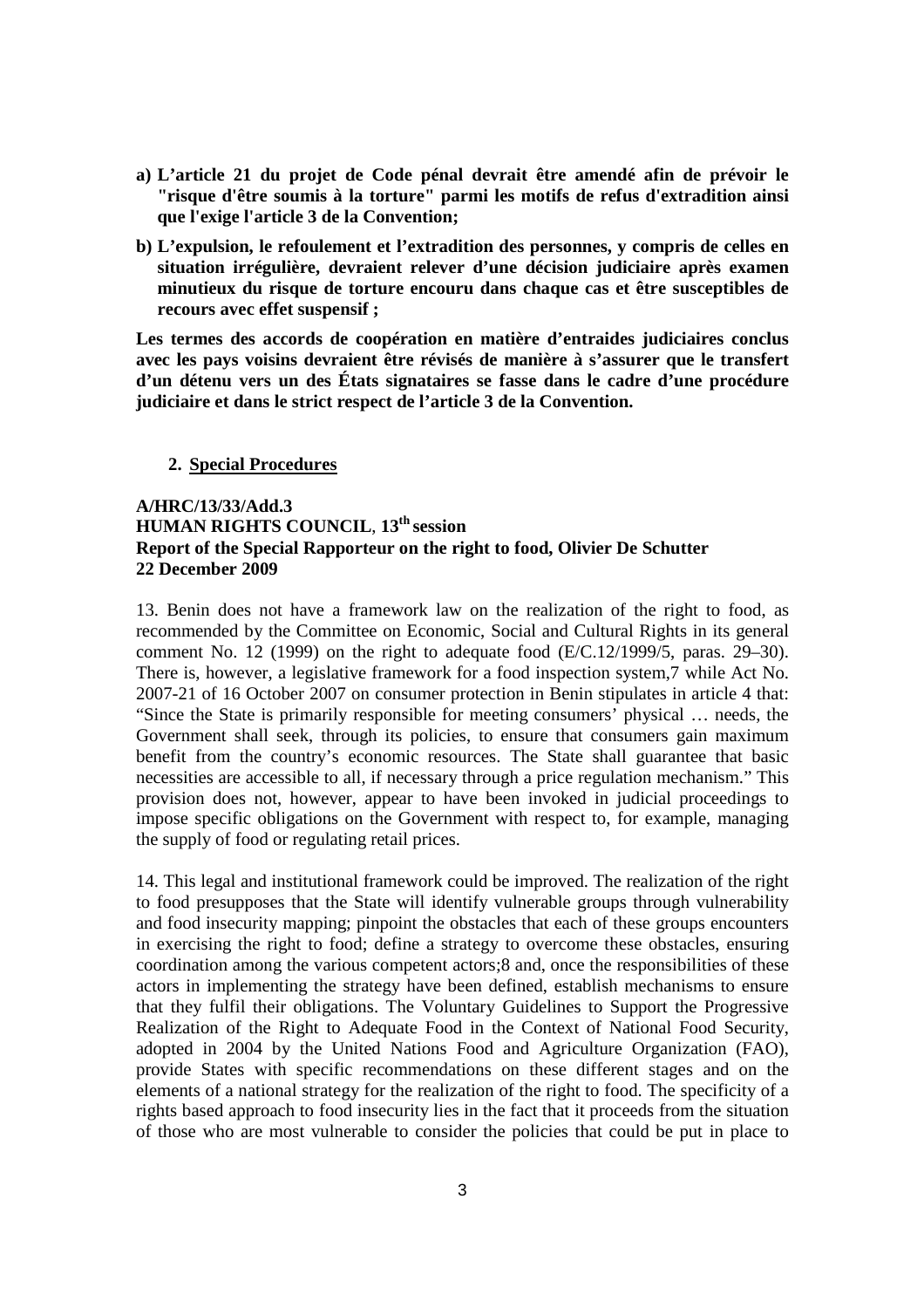**a) L'article 21 du projet de Code pénal devrait être amendé afin de prévoir le "risque d'être soumis à la torture" parmi les motifs de refus d'extradition ainsi que l'exige l'article 3 de la Convention;**

**b) L'expulsion, le refoulement et l'extradition des personnes, y compris de celles en situation irrégulière, devraient relever d'une décision judiciaire après examen minutieux du risque de torture encouru dans chaque cas et être susceptibles de recours avec effet suspensif ;**

**Les termes des accords de coopération en matière d'entraides judiciaires conclus avec les pays voisins devraient être révisés de manière à s'assurer que le transfert d'un détenu vers un des États signataires se fasse dans le cadre d'une procédure judiciaire et dans le strict respect de l'article 3 de la Convention.**

## 2. Special Procedures

**A/HRC/13/33/Add.3**
**HUMAN RIGHTS COUNCIL, 13th session**
**Report of the Special Rapporteur on the right to food, Olivier De Schutter**
**22 December 2009**

13. Benin does not have a framework law on the realization of the right to food, as recommended by the Committee on Economic, Social and Cultural Rights in its general comment No. 12 (1999) on the right to adequate food (E/C.12/1999/5, paras. 29–30). There is, however, a legislative framework for a food inspection system,7 while Act No. 2007-21 of 16 October 2007 on consumer protection in Benin stipulates in article 4 that: "Since the State is primarily responsible for meeting consumers' physical … needs, the Government shall seek, through its policies, to ensure that consumers gain maximum benefit from the country's economic resources. The State shall guarantee that basic necessities are accessible to all, if necessary through a price regulation mechanism." This provision does not, however, appear to have been invoked in judicial proceedings to impose specific obligations on the Government with respect to, for example, managing the supply of food or regulating retail prices.

14. This legal and institutional framework could be improved. The realization of the right to food presupposes that the State will identify vulnerable groups through vulnerability and food insecurity mapping; pinpoint the obstacles that each of these groups encounters in exercising the right to food; define a strategy to overcome these obstacles, ensuring coordination among the various competent actors;8 and, once the responsibilities of these actors in implementing the strategy have been defined, establish mechanisms to ensure that they fulfil their obligations. The Voluntary Guidelines to Support the Progressive Realization of the Right to Adequate Food in the Context of National Food Security, adopted in 2004 by the United Nations Food and Agriculture Organization (FAO), provide States with specific recommendations on these different stages and on the elements of a national strategy for the realization of the right to food. The specificity of a rights based approach to food insecurity lies in the fact that it proceeds from the situation of those who are most vulnerable to consider the policies that could be put in place to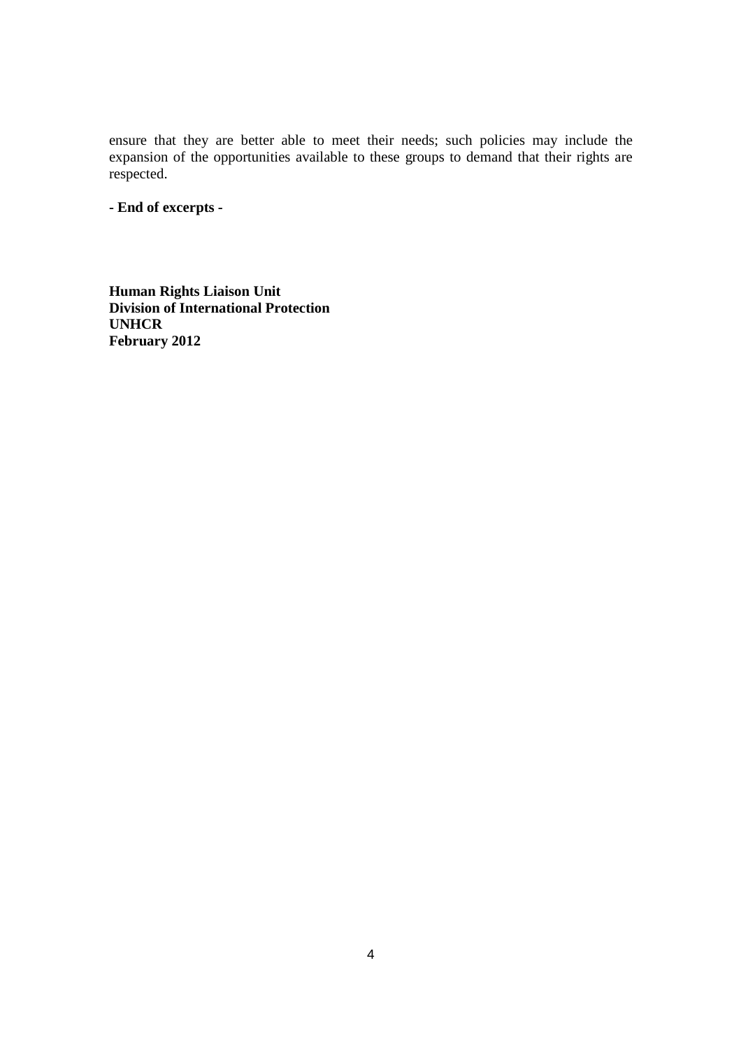ensure that they are better able to meet their needs; such policies may include the expansion of the opportunities available to these groups to demand that their rights are respected.

**- End of excerpts -**

**Human Rights Liaison Unit**
**Division of International Protection**
**UNHCR**
**February 2012**